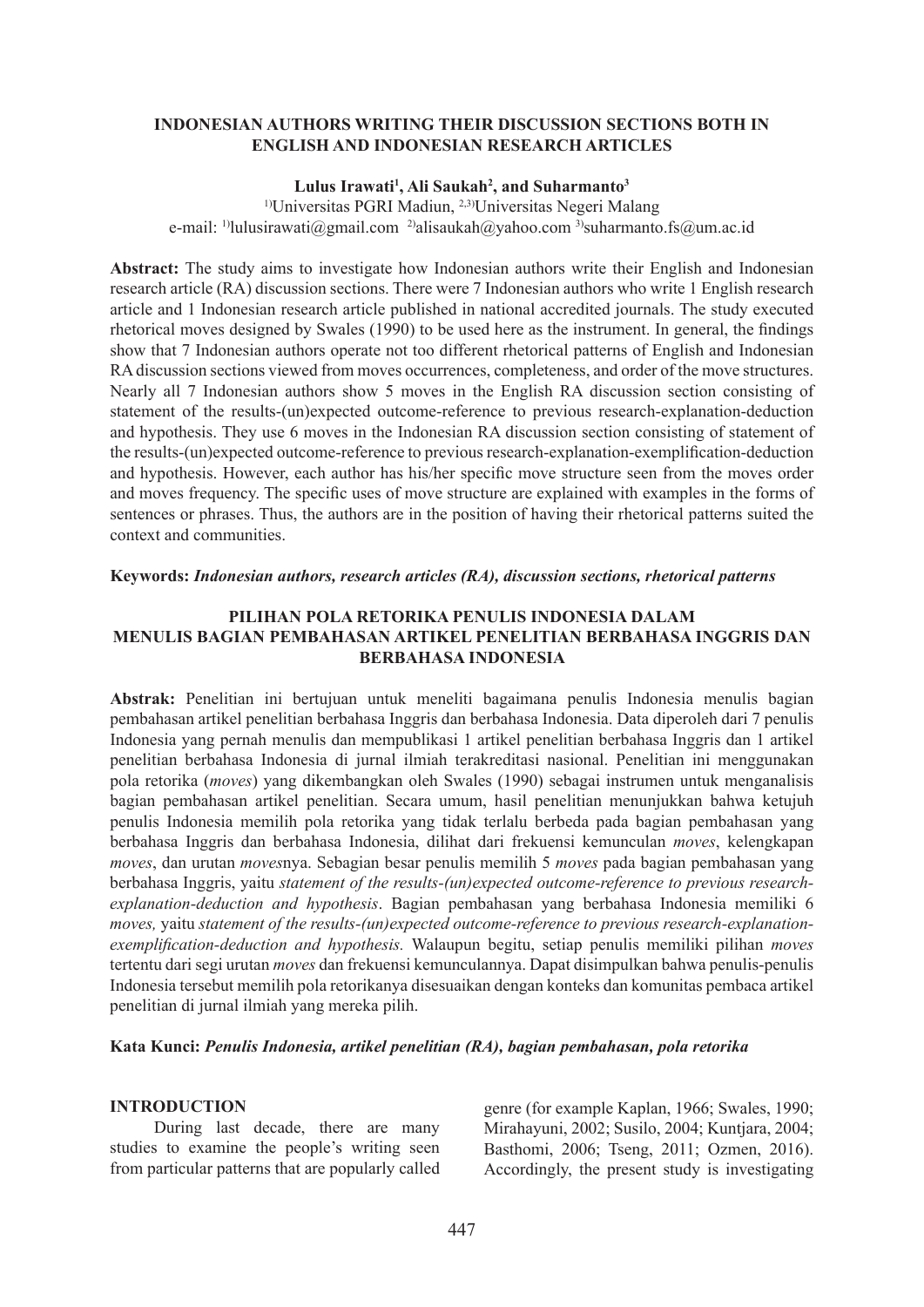# INDONESIAN AUTHORS WRITING THEIR DISCUSSION SECTIONS BOTH IN ENGLISH AND INDONESIAN RESEARCH ARTICLES

**Lulus Irawati[1], Ali Saukah[2], and Suharmanto[3]**

[1)]Universitas PGRI Madiun, [2,3)]Universitas Negeri Malang

e-mail: [1)]lulusirawati@gmail.com [2)]alisaukah@yahoo.com [3)]suharmanto.fs@um.ac.id

**Abstract:** The study aims to investigate how Indonesian authors write their English and Indonesian research article (RA) discussion sections. There were 7 Indonesian authors who write 1 English research article and 1 Indonesian research article published in national accredited journals. The study executed rhetorical moves designed by Swales (1990) to be used here as the instrument. In general, the findings show that 7 Indonesian authors operate not too different rhetorical patterns of English and Indonesian RA discussion sections viewed from moves occurrences, completeness, and order of the move structures. Nearly all 7 Indonesian authors show 5 moves in the English RA discussion section consisting of statement of the results-(un)expected outcome-reference to previous research-explanation-deduction and hypothesis. They use 6 moves in the Indonesian RA discussion section consisting of statement of the results-(un)expected outcome-reference to previous research-explanation-exemplification-deduction and hypothesis. However, each author has his/her specific move structure seen from the moves order and moves frequency. The specific uses of move structure are explained with examples in the forms of sentences or phrases. Thus, the authors are in the position of having their rhetorical patterns suited the context and communities.

**Keywords:** ***Indonesian authors, research articles (RA), discussion sections, rhetorical patterns***

# PILIHAN POLA RETORIKA PENULIS INDONESIA DALAM MENULIS BAGIAN PEMBAHASAN ARTIKEL PENELITIAN BERBAHASA INGGRIS DAN BERBAHASA INDONESIA

**Abstrak:** Penelitian ini bertujuan untuk meneliti bagaimana penulis Indonesia menulis bagian pembahasan artikel penelitian berbahasa Inggris dan berbahasa Indonesia. Data diperoleh dari 7 penulis Indonesia yang pernah menulis dan mempublikasi 1 artikel penelitian berbahasa Inggris dan 1 artikel penelitian berbahasa Indonesia di jurnal ilmiah terakreditasi nasional. Penelitian ini menggunakan pola retorika (*moves*) yang dikembangkan oleh Swales (1990) sebagai instrumen untuk menganalisis bagian pembahasan artikel penelitian. Secara umum, hasil penelitian menunjukkan bahwa ketujuh penulis Indonesia memilih pola retorika yang tidak terlalu berbeda pada bagian pembahasan yang berbahasa Inggris dan berbahasa Indonesia, dilihat dari frekuensi kemunculan *moves*, kelengkapan *moves*, dan urutan *moves*nya. Sebagian besar penulis memilih 5 *moves* pada bagian pembahasan yang berbahasa Inggris, yaitu *statement of the results-(un)expected outcome-reference to previous research-explanation-deduction and hypothesis*. Bagian pembahasan yang berbahasa Indonesia memiliki 6 *moves,* yaitu *statement of the results-(un)expected outcome-reference to previous research-explanation-exemplification-deduction and hypothesis.* Walaupun begitu, setiap penulis memiliki pilihan *moves* tertentu dari segi urutan *moves* dan frekuensi kemunculannya. Dapat disimpulkan bahwa penulis-penulis Indonesia tersebut memilih pola retorikanya disesuaikan dengan konteks dan komunitas pembaca artikel penelitian di jurnal ilmiah yang mereka pilih.

**Kata Kunci:** ***Penulis Indonesia, artikel penelitian (RA), bagian pembahasan, pola retorika***

## INTRODUCTION

During last decade, there are many studies to examine the people's writing seen from particular patterns that are popularly called genre (for example Kaplan, 1966; Swales, 1990; Mirahayuni, 2002; Susilo, 2004; Kuntjara, 2004; Basthomi, 2006; Tseng, 2011; Ozmen, 2016). Accordingly, the present study is investigating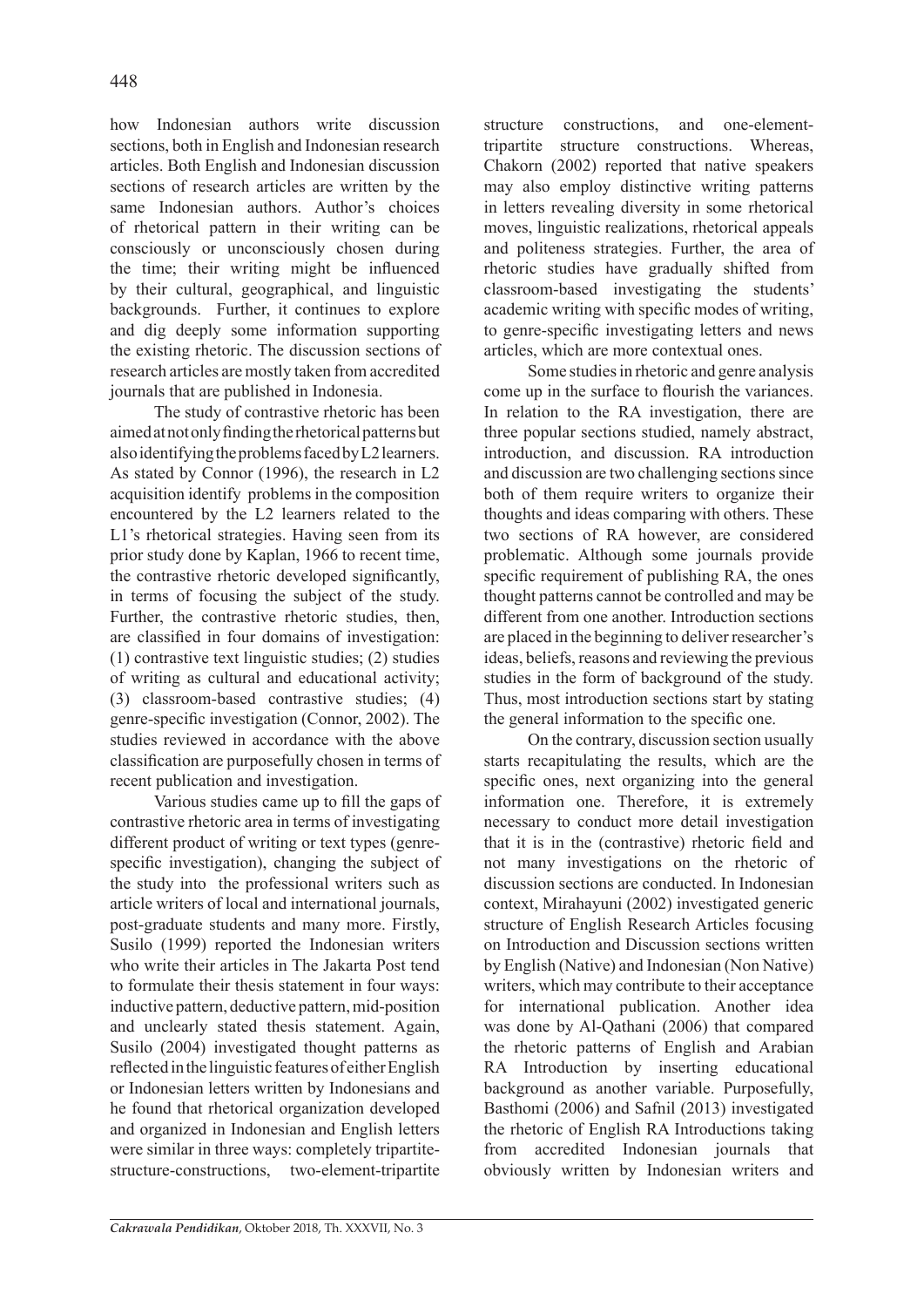how Indonesian authors write discussion sections, both in English and Indonesian research articles. Both English and Indonesian discussion sections of research articles are written by the same Indonesian authors. Author's choices of rhetorical pattern in their writing can be consciously or unconsciously chosen during the time; their writing might be influenced by their cultural, geographical, and linguistic backgrounds. Further, it continues to explore and dig deeply some information supporting the existing rhetoric. The discussion sections of research articles are mostly taken from accredited journals that are published in Indonesia.

The study of contrastive rhetoric has been aimed at not only finding the rhetorical patterns but also identifying the problems faced by L2 learners. As stated by Connor (1996), the research in L2 acquisition identify problems in the composition encountered by the L2 learners related to the L1's rhetorical strategies. Having seen from its prior study done by Kaplan, 1966 to recent time, the contrastive rhetoric developed significantly, in terms of focusing the subject of the study. Further, the contrastive rhetoric studies, then, are classified in four domains of investigation: (1) contrastive text linguistic studies; (2) studies of writing as cultural and educational activity; (3) classroom-based contrastive studies; (4) genre-specific investigation (Connor, 2002). The studies reviewed in accordance with the above classification are purposefully chosen in terms of recent publication and investigation.

Various studies came up to fill the gaps of contrastive rhetoric area in terms of investigating different product of writing or text types (genre-specific investigation), changing the subject of the study into the professional writers such as article writers of local and international journals, post-graduate students and many more. Firstly, Susilo (1999) reported the Indonesian writers who write their articles in The Jakarta Post tend to formulate their thesis statement in four ways: inductive pattern, deductive pattern, mid-position and unclearly stated thesis statement. Again, Susilo (2004) investigated thought patterns as reflected in the linguistic features of either English or Indonesian letters written by Indonesians and he found that rhetorical organization developed and organized in Indonesian and English letters were similar in three ways: completely tripartite-structure-constructions, two-element-tripartite structure constructions, and one-element-tripartite structure constructions. Whereas, Chakorn (2002) reported that native speakers may also employ distinctive writing patterns in letters revealing diversity in some rhetorical moves, linguistic realizations, rhetorical appeals and politeness strategies. Further, the area of rhetoric studies have gradually shifted from classroom-based investigating the students' academic writing with specific modes of writing, to genre-specific investigating letters and news articles, which are more contextual ones.

Some studies in rhetoric and genre analysis come up in the surface to flourish the variances. In relation to the RA investigation, there are three popular sections studied, namely abstract, introduction, and discussion. RA introduction and discussion are two challenging sections since both of them require writers to organize their thoughts and ideas comparing with others. These two sections of RA however, are considered problematic. Although some journals provide specific requirement of publishing RA, the ones thought patterns cannot be controlled and may be different from one another. Introduction sections are placed in the beginning to deliver researcher's ideas, beliefs, reasons and reviewing the previous studies in the form of background of the study. Thus, most introduction sections start by stating the general information to the specific one.

On the contrary, discussion section usually starts recapitulating the results, which are the specific ones, next organizing into the general information one. Therefore, it is extremely necessary to conduct more detail investigation that it is in the (contrastive) rhetoric field and not many investigations on the rhetoric of discussion sections are conducted. In Indonesian context, Mirahayuni (2002) investigated generic structure of English Research Articles focusing on Introduction and Discussion sections written by English (Native) and Indonesian (Non Native) writers, which may contribute to their acceptance for international publication. Another idea was done by Al-Qathani (2006) that compared the rhetoric patterns of English and Arabian RA Introduction by inserting educational background as another variable. Purposefully, Basthomi (2006) and Safnil (2013) investigated the rhetoric of English RA Introductions taking from accredited Indonesian journals that obviously written by Indonesian writers and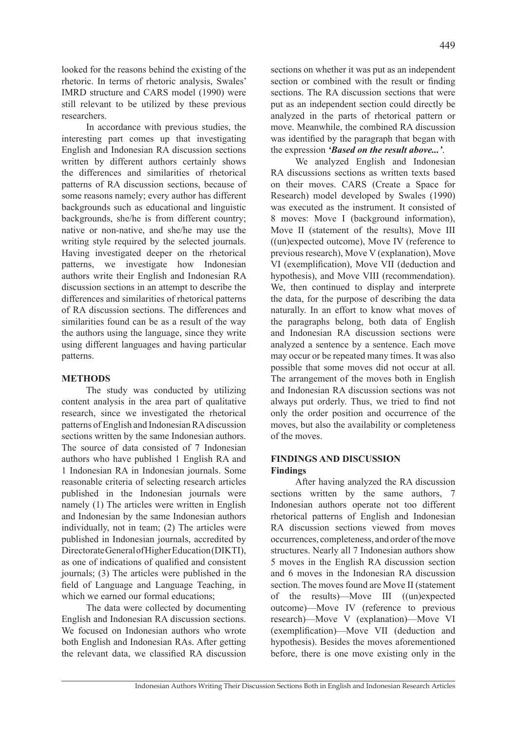looked for the reasons behind the existing of the rhetoric. In terms of rhetoric analysis, Swales' IMRD structure and CARS model (1990) were still relevant to be utilized by these previous researchers.

In accordance with previous studies, the interesting part comes up that investigating English and Indonesian RA discussion sections written by different authors certainly shows the differences and similarities of rhetorical patterns of RA discussion sections, because of some reasons namely; every author has different backgrounds such as educational and linguistic backgrounds, she/he is from different country; native or non-native, and she/he may use the writing style required by the selected journals. Having investigated deeper on the rhetorical patterns, we investigate how Indonesian authors write their English and Indonesian RA discussion sections in an attempt to describe the differences and similarities of rhetorical patterns of RA discussion sections. The differences and similarities found can be as a result of the way the authors using the language, since they write using different languages and having particular patterns.

## METHODS

The study was conducted by utilizing content analysis in the area part of qualitative research, since we investigated the rhetorical patterns of English and Indonesian RA discussion sections written by the same Indonesian authors. The source of data consisted of 7 Indonesian authors who have published 1 English RA and 1 Indonesian RA in Indonesian journals. Some reasonable criteria of selecting research articles published in the Indonesian journals were namely (1) The articles were written in English and Indonesian by the same Indonesian authors individually, not in team; (2) The articles were published in Indonesian journals, accredited by Directorate General of Higher Education (DIKTI), as one of indications of qualified and consistent journals; (3) The articles were published in the field of Language and Language Teaching, in which we earned our formal educations;

The data were collected by documenting English and Indonesian RA discussion sections. We focused on Indonesian authors who wrote both English and Indonesian RAs. After getting the relevant data, we classified RA discussion sections on whether it was put as an independent section or combined with the result or finding sections. The RA discussion sections that were put as an independent section could directly be analyzed in the parts of rhetorical pattern or move. Meanwhile, the combined RA discussion was identified by the paragraph that began with the expression ***'Based on the result above...'***.

We analyzed English and Indonesian RA discussions sections as written texts based on their moves. CARS (Create a Space for Research) model developed by Swales (1990) was executed as the instrument. It consisted of 8 moves: Move I (background information), Move II (statement of the results), Move III ((un)expected outcome), Move IV (reference to previous research), Move V (explanation), Move VI (exemplification), Move VII (deduction and hypothesis), and Move VIII (recommendation). We, then continued to display and interprete the data, for the purpose of describing the data naturally. In an effort to know what moves of the paragraphs belong, both data of English and Indonesian RA discussion sections were analyzed a sentence by a sentence. Each move may occur or be repeated many times. It was also possible that some moves did not occur at all. The arrangement of the moves both in English and Indonesian RA discussion sections was not always put orderly. Thus, we tried to find not only the order position and occurrence of the moves, but also the availability or completeness of the moves.

## FINDINGS AND DISCUSSION

### Findings

After having analyzed the RA discussion sections written by the same authors, 7 Indonesian authors operate not too different rhetorical patterns of English and Indonesian RA discussion sections viewed from moves occurrences, completeness, and order of the move structures. Nearly all 7 Indonesian authors show 5 moves in the English RA discussion section and 6 moves in the Indonesian RA discussion section. The moves found are Move II (statement of the results)—Move III ((un)expected outcome)—Move IV (reference to previous research)—Move V (explanation)—Move VI (exemplification)—Move VII (deduction and hypothesis). Besides the moves aforementioned before, there is one move existing only in the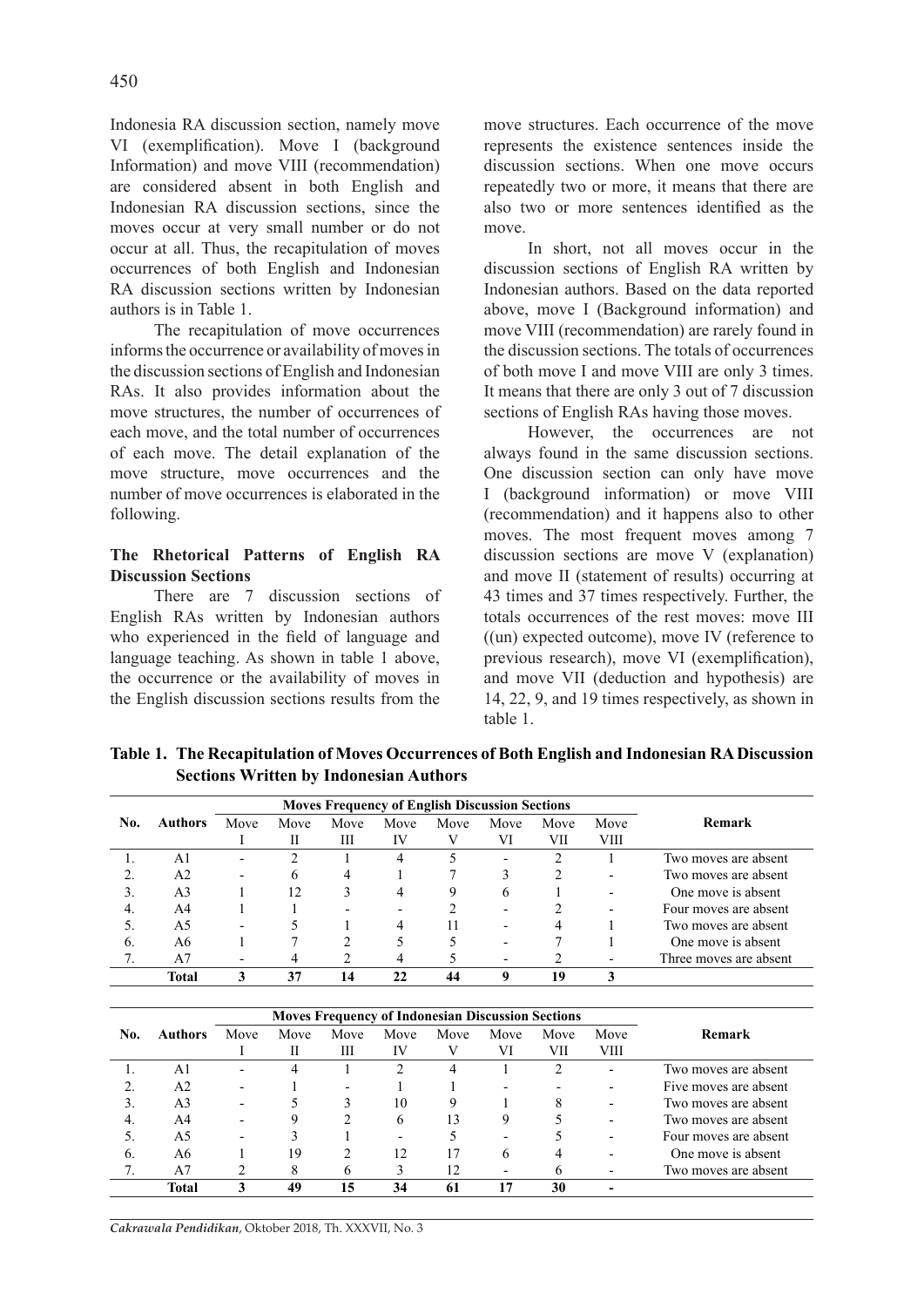Indonesia RA discussion section, namely move VI (exemplification). Move I (background Information) and move VIII (recommendation) are considered absent in both English and Indonesian RA discussion sections, since the moves occur at very small number or do not occur at all. Thus, the recapitulation of moves occurrences of both English and Indonesian RA discussion sections written by Indonesian authors is in Table 1.

The recapitulation of move occurrences informs the occurrence or availability of moves in the discussion sections of English and Indonesian RAs. It also provides information about the move structures, the number of occurrences of each move, and the total number of occurrences of each move. The detail explanation of the move structure, move occurrences and the number of move occurrences is elaborated in the following.

**The Rhetorical Patterns of English RA Discussion Sections**

There are 7 discussion sections of English RAs written by Indonesian authors who experienced in the field of language and language teaching. As shown in table 1 above, the occurrence or the availability of moves in the English discussion sections results from the move structures. Each occurrence of the move represents the existence sentences inside the discussion sections. When one move occurs repeatedly two or more, it means that there are also two or more sentences identified as the move.

In short, not all moves occur in the discussion sections of English RA written by Indonesian authors. Based on the data reported above, move I (Background information) and move VIII (recommendation) are rarely found in the discussion sections. The totals of occurrences of both move I and move VIII are only 3 times. It means that there are only 3 out of 7 discussion sections of English RAs having those moves.

However, the occurrences are not always found in the same discussion sections. One discussion section can only have move I (background information) or move VIII (recommendation) and it happens also to other moves. The most frequent moves among 7 discussion sections are move V (explanation) and move II (statement of results) occurring at 43 times and 37 times respectively. Further, the totals occurrences of the rest moves: move III ((un) expected outcome), move IV (reference to previous research), move VI (exemplification), and move VII (deduction and hypothesis) are 14, 22, 9, and 19 times respectively, as shown in table 1.

**Table 1. The Recapitulation of Moves Occurrences of Both English and Indonesian RA Discussion Sections Written by Indonesian Authors**

| No. | Authors | Moves Frequency of English Discussion Sections | | | | | | | | Remark |
|---|---|---|---|---|---|---|---|---|---|---|
| | | Move I | Move II | Move III | Move IV | Move V | Move VI | Move VII | Move VIII | |
| 1. | A1 | - | 2 | 1 | 4 | 5 | - | 2 | 1 | Two moves are absent |
| 2. | A2 | - | 6 | 4 | 1 | 7 | 3 | 2 | - | Two moves are absent |
| 3. | A3 | 1 | 12 | 3 | 4 | 9 | 6 | 1 | - | One move is absent |
| 4. | A4 | 1 | 1 | - | - | 2 | - | 2 | - | Four moves are absent |
| 5. | A5 | - | 5 | 1 | 4 | 11 | - | 4 | 1 | Two moves are absent |
| 6. | A6 | 1 | 7 | 2 | 5 | 5 | - | 7 | 1 | One move is absent |
| 7. | A7 | - | 4 | 2 | 4 | 5 | - | 2 | - | Three moves are absent |
| | **Total** | **3** | **37** | **14** | **22** | **44** | **9** | **19** | **3** | |

| No. | Authors | Moves Frequency of Indonesian Discussion Sections | | | | | | | | Remark |
|---|---|---|---|---|---|---|---|---|---|---|
| | | Move I | Move II | Move III | Move IV | Move V | Move VI | Move VII | Move VIII | |
| 1. | A1 | - | 4 | 1 | 2 | 4 | 1 | 2 | - | Two moves are absent |
| 2. | A2 | - | 1 | - | 1 | 1 | - | - | - | Five moves are absent |
| 3. | A3 | - | 5 | 3 | 10 | 9 | 1 | 8 | - | Two moves are absent |
| 4. | A4 | - | 9 | 2 | 6 | 13 | 9 | 5 | - | Two moves are absent |
| 5. | A5 | - | 3 | 1 | - | 5 | - | 5 | - | Four moves are absent |
| 6. | A6 | 1 | 19 | 2 | 12 | 17 | 6 | 4 | - | One move is absent |
| 7. | A7 | 2 | 8 | 6 | 3 | 12 | - | 6 | - | Two moves are absent |
| | **Total** | **3** | **49** | **15** | **34** | **61** | **17** | **30** | **-** | |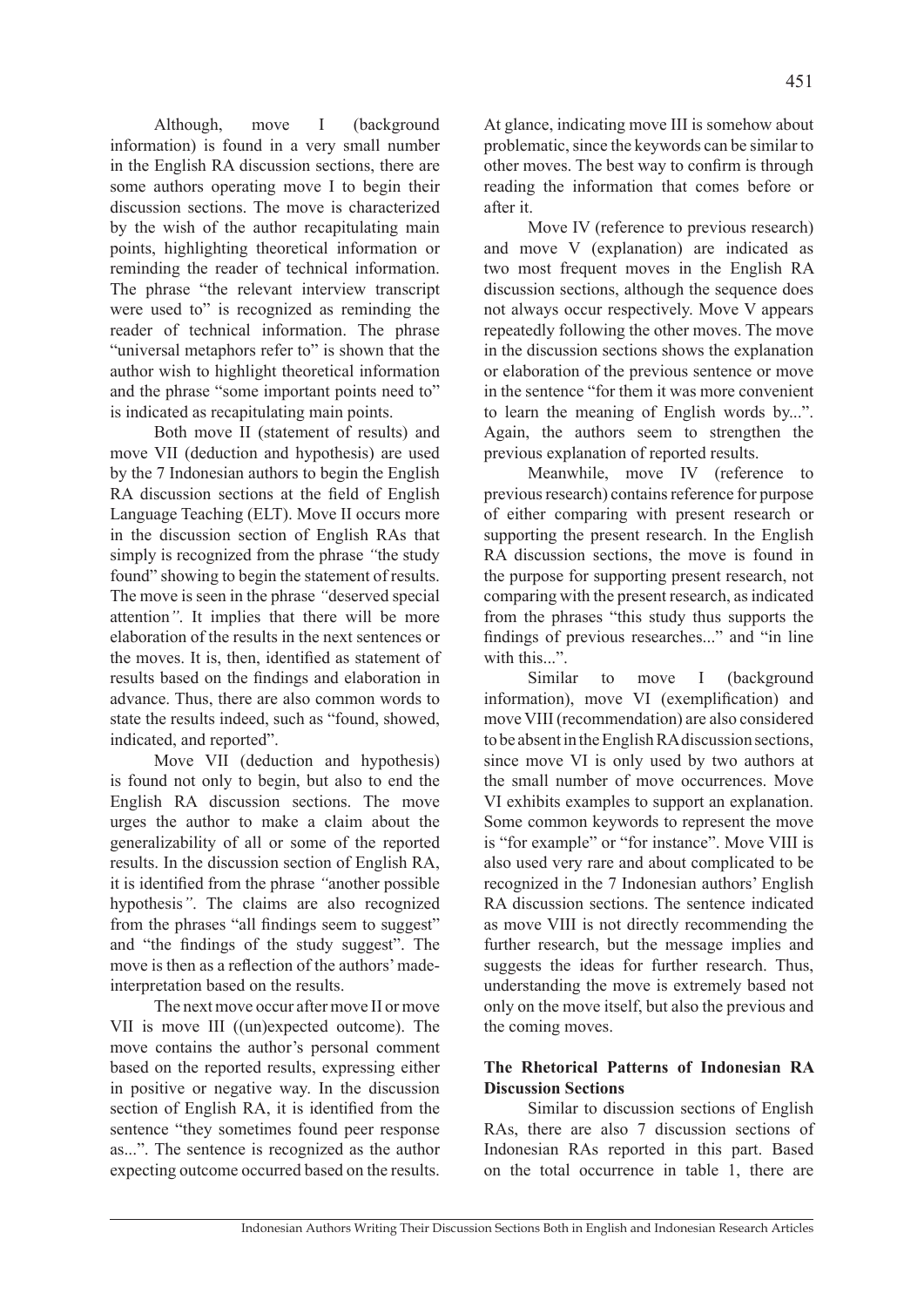Although, move I (background information) is found in a very small number in the English RA discussion sections, there are some authors operating move I to begin their discussion sections. The move is characterized by the wish of the author recapitulating main points, highlighting theoretical information or reminding the reader of technical information. The phrase "the relevant interview transcript were used to" is recognized as reminding the reader of technical information. The phrase "universal metaphors refer to" is shown that the author wish to highlight theoretical information and the phrase "some important points need to" is indicated as recapitulating main points.

Both move II (statement of results) and move VII (deduction and hypothesis) are used by the 7 Indonesian authors to begin the English RA discussion sections at the field of English Language Teaching (ELT). Move II occurs more in the discussion section of English RAs that simply is recognized from the phrase *"*the study found" showing to begin the statement of results. The move is seen in the phrase *"*deserved special attention*"*. It implies that there will be more elaboration of the results in the next sentences or the moves. It is, then, identified as statement of results based on the findings and elaboration in advance. Thus, there are also common words to state the results indeed, such as "found, showed, indicated, and reported".

Move VII (deduction and hypothesis) is found not only to begin, but also to end the English RA discussion sections. The move urges the author to make a claim about the generalizability of all or some of the reported results. In the discussion section of English RA, it is identified from the phrase *"*another possible hypothesis*"*. The claims are also recognized from the phrases "all findings seem to suggest" and "the findings of the study suggest". The move is then as a reflection of the authors' made-interpretation based on the results.

The next move occur after move II or move VII is move III ((un)expected outcome). The move contains the author's personal comment based on the reported results, expressing either in positive or negative way. In the discussion section of English RA, it is identified from the sentence "they sometimes found peer response as...". The sentence is recognized as the author expecting outcome occurred based on the results. At glance, indicating move III is somehow about problematic, since the keywords can be similar to other moves. The best way to confirm is through reading the information that comes before or after it.

Move IV (reference to previous research) and move V (explanation) are indicated as two most frequent moves in the English RA discussion sections, although the sequence does not always occur respectively. Move V appears repeatedly following the other moves. The move in the discussion sections shows the explanation or elaboration of the previous sentence or move in the sentence "for them it was more convenient to learn the meaning of English words by...". Again, the authors seem to strengthen the previous explanation of reported results.

Meanwhile, move IV (reference to previous research) contains reference for purpose of either comparing with present research or supporting the present research. In the English RA discussion sections, the move is found in the purpose for supporting present research, not comparing with the present research, as indicated from the phrases "this study thus supports the findings of previous researches..." and "in line with this...".

Similar to move I (background information), move VI (exemplification) and move VIII (recommendation) are also considered to be absent in the English RA discussion sections, since move VI is only used by two authors at the small number of move occurrences. Move VI exhibits examples to support an explanation. Some common keywords to represent the move is "for example" or "for instance". Move VIII is also used very rare and about complicated to be recognized in the 7 Indonesian authors' English RA discussion sections. The sentence indicated as move VIII is not directly recommending the further research, but the message implies and suggests the ideas for further research. Thus, understanding the move is extremely based not only on the move itself, but also the previous and the coming moves.

### The Rhetorical Patterns of Indonesian RA Discussion Sections

Similar to discussion sections of English RAs, there are also 7 discussion sections of Indonesian RAs reported in this part. Based on the total occurrence in table 1, there are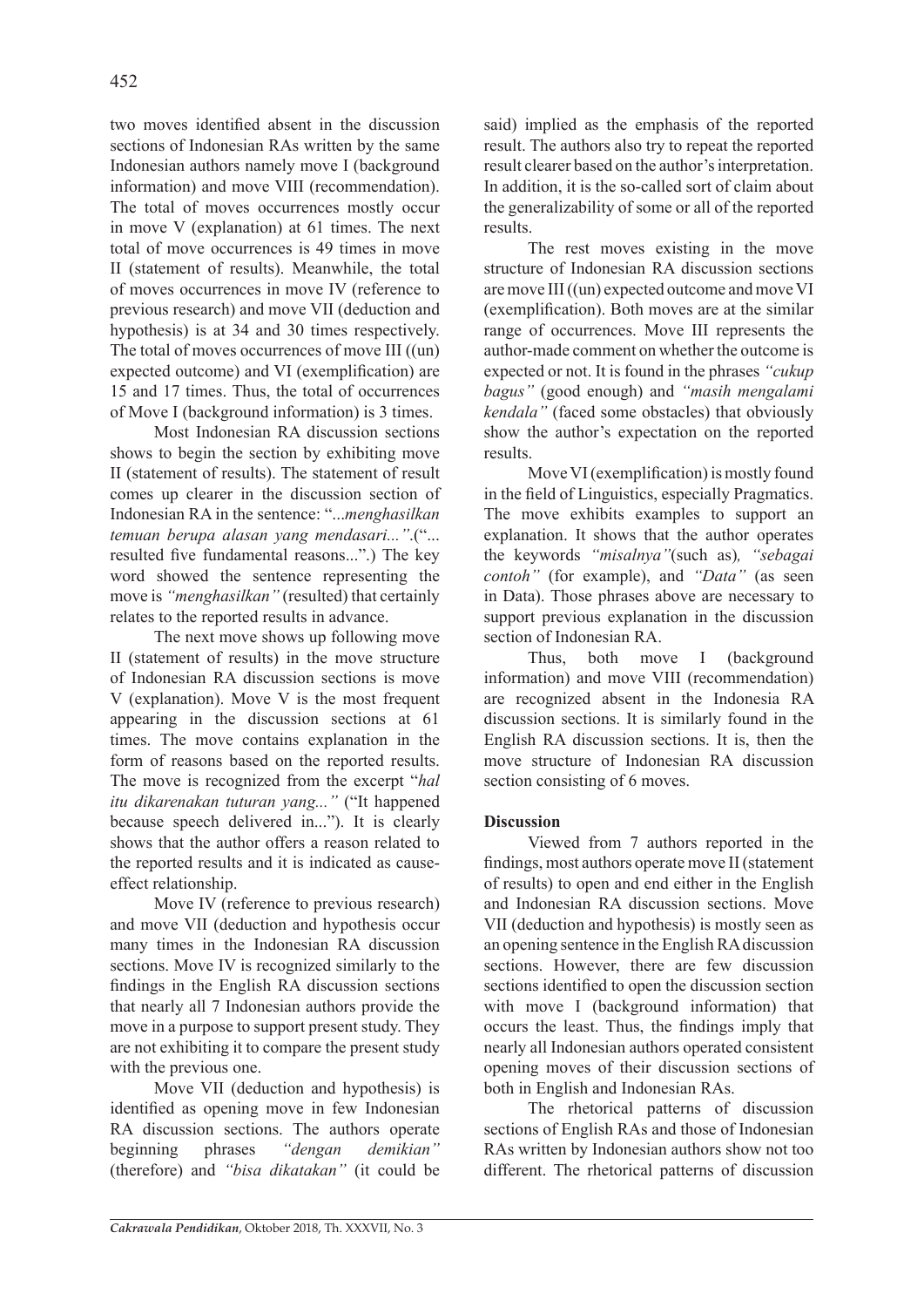two moves identified absent in the discussion sections of Indonesian RAs written by the same Indonesian authors namely move I (background information) and move VIII (recommendation). The total of moves occurrences mostly occur in move V (explanation) at 61 times. The next total of move occurrences is 49 times in move II (statement of results). Meanwhile, the total of moves occurrences in move IV (reference to previous research) and move VII (deduction and hypothesis) is at 34 and 30 times respectively. The total of moves occurrences of move III ((un) expected outcome) and VI (exemplification) are 15 and 17 times. Thus, the total of occurrences of Move I (background information) is 3 times.

Most Indonesian RA discussion sections shows to begin the section by exhibiting move II (statement of results). The statement of result comes up clearer in the discussion section of Indonesian RA in the sentence: "...*menghasilkan temuan berupa alasan yang mendasari...".*("... resulted five fundamental reasons...".) The key word showed the sentence representing the move is *"menghasilkan"* (resulted) that certainly relates to the reported results in advance.

The next move shows up following move II (statement of results) in the move structure of Indonesian RA discussion sections is move V (explanation). Move V is the most frequent appearing in the discussion sections at 61 times. The move contains explanation in the form of reasons based on the reported results. The move is recognized from the excerpt "*hal itu dikarenakan tuturan yang..."* ("It happened because speech delivered in..."). It is clearly shows that the author offers a reason related to the reported results and it is indicated as cause-effect relationship.

Move IV (reference to previous research) and move VII (deduction and hypothesis occur many times in the Indonesian RA discussion sections. Move IV is recognized similarly to the findings in the English RA discussion sections that nearly all 7 Indonesian authors provide the move in a purpose to support present study. They are not exhibiting it to compare the present study with the previous one.

Move VII (deduction and hypothesis) is identified as opening move in few Indonesian RA discussion sections. The authors operate beginning phrases *"dengan demikian"* (therefore) and *"bisa dikatakan"* (it could be said) implied as the emphasis of the reported result. The authors also try to repeat the reported result clearer based on the author's interpretation. In addition, it is the so-called sort of claim about the generalizability of some or all of the reported results.

The rest moves existing in the move structure of Indonesian RA discussion sections are move III ((un) expected outcome and move VI (exemplification). Both moves are at the similar range of occurrences. Move III represents the author-made comment on whether the outcome is expected or not. It is found in the phrases *"cukup bagus"* (good enough) and *"masih mengalami kendala"* (faced some obstacles) that obviously show the author's expectation on the reported results.

Move VI (exemplification) is mostly found in the field of Linguistics, especially Pragmatics. The move exhibits examples to support an explanation. It shows that the author operates the keywords *"misalnya"*(such as)*, "sebagai contoh"* (for example), and *"Data"* (as seen in Data). Those phrases above are necessary to support previous explanation in the discussion section of Indonesian RA.

Thus, both move I (background information) and move VIII (recommendation) are recognized absent in the Indonesia RA discussion sections. It is similarly found in the English RA discussion sections. It is, then the move structure of Indonesian RA discussion section consisting of 6 moves.

**Discussion**

Viewed from 7 authors reported in the findings, most authors operate move II (statement of results) to open and end either in the English and Indonesian RA discussion sections. Move VII (deduction and hypothesis) is mostly seen as an opening sentence in the English RA discussion sections. However, there are few discussion sections identified to open the discussion section with move I (background information) that occurs the least. Thus, the findings imply that nearly all Indonesian authors operated consistent opening moves of their discussion sections of both in English and Indonesian RAs.

The rhetorical patterns of discussion sections of English RAs and those of Indonesian RAs written by Indonesian authors show not too different. The rhetorical patterns of discussion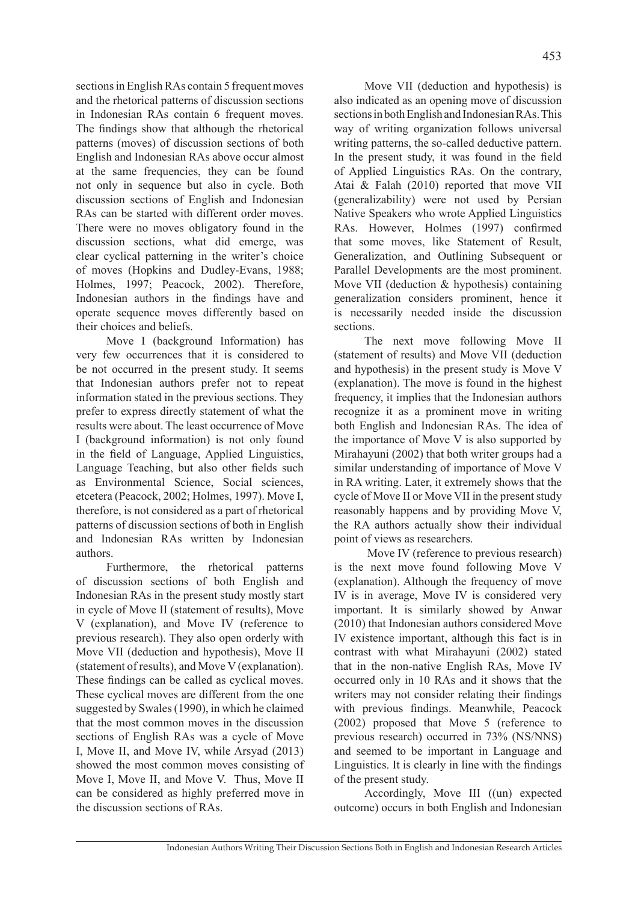sections in English RAs contain 5 frequent moves and the rhetorical patterns of discussion sections in Indonesian RAs contain 6 frequent moves. The findings show that although the rhetorical patterns (moves) of discussion sections of both English and Indonesian RAs above occur almost at the same frequencies, they can be found not only in sequence but also in cycle. Both discussion sections of English and Indonesian RAs can be started with different order moves. There were no moves obligatory found in the discussion sections, what did emerge, was clear cyclical patterning in the writer's choice of moves (Hopkins and Dudley-Evans, 1988; Holmes, 1997; Peacock, 2002). Therefore, Indonesian authors in the findings have and operate sequence moves differently based on their choices and beliefs.

Move I (background Information) has very few occurrences that it is considered to be not occurred in the present study. It seems that Indonesian authors prefer not to repeat information stated in the previous sections. They prefer to express directly statement of what the results were about. The least occurrence of Move I (background information) is not only found in the field of Language, Applied Linguistics, Language Teaching, but also other fields such as Environmental Science, Social sciences, etcetera (Peacock, 2002; Holmes, 1997). Move I, therefore, is not considered as a part of rhetorical patterns of discussion sections of both in English and Indonesian RAs written by Indonesian authors.

Furthermore, the rhetorical patterns of discussion sections of both English and Indonesian RAs in the present study mostly start in cycle of Move II (statement of results), Move V (explanation), and Move IV (reference to previous research). They also open orderly with Move VII (deduction and hypothesis), Move II (statement of results), and Move V (explanation). These findings can be called as cyclical moves. These cyclical moves are different from the one suggested by Swales (1990), in which he claimed that the most common moves in the discussion sections of English RAs was a cycle of Move I, Move II, and Move IV, while Arsyad (2013) showed the most common moves consisting of Move I, Move II, and Move V. Thus, Move II can be considered as highly preferred move in the discussion sections of RAs.

Move VII (deduction and hypothesis) is also indicated as an opening move of discussion sections in both English and Indonesian RAs. This way of writing organization follows universal writing patterns, the so-called deductive pattern. In the present study, it was found in the field of Applied Linguistics RAs. On the contrary, Atai & Falah (2010) reported that move VII (generalizability) were not used by Persian Native Speakers who wrote Applied Linguistics RAs. However, Holmes (1997) confirmed that some moves, like Statement of Result, Generalization, and Outlining Subsequent or Parallel Developments are the most prominent. Move VII (deduction & hypothesis) containing generalization considers prominent, hence it is necessarily needed inside the discussion sections.

The next move following Move II (statement of results) and Move VII (deduction and hypothesis) in the present study is Move V (explanation). The move is found in the highest frequency, it implies that the Indonesian authors recognize it as a prominent move in writing both English and Indonesian RAs. The idea of the importance of Move V is also supported by Mirahayuni (2002) that both writer groups had a similar understanding of importance of Move V in RA writing. Later, it extremely shows that the cycle of Move II or Move VII in the present study reasonably happens and by providing Move V, the RA authors actually show their individual point of views as researchers.

Move IV (reference to previous research) is the next move found following Move V (explanation). Although the frequency of move IV is in average, Move IV is considered very important. It is similarly showed by Anwar (2010) that Indonesian authors considered Move IV existence important, although this fact is in contrast with what Mirahayuni (2002) stated that in the non-native English RAs, Move IV occurred only in 10 RAs and it shows that the writers may not consider relating their findings with previous findings. Meanwhile, Peacock (2002) proposed that Move 5 (reference to previous research) occurred in 73% (NS/NNS) and seemed to be important in Language and Linguistics. It is clearly in line with the findings of the present study.

Accordingly, Move III ((un) expected outcome) occurs in both English and Indonesian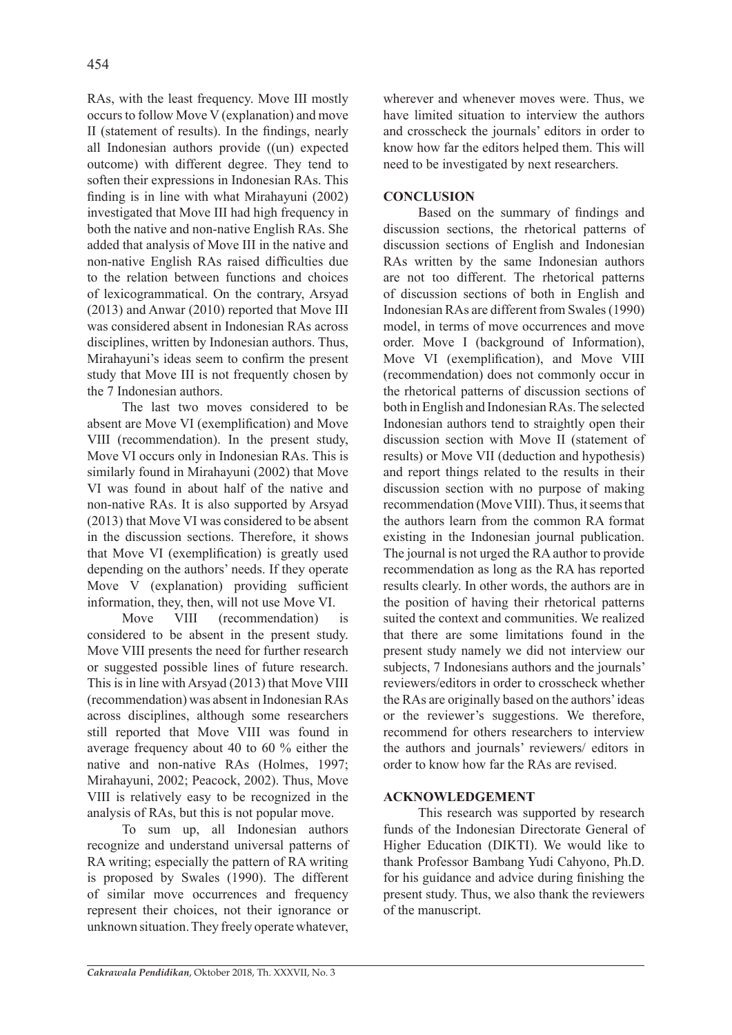RAs, with the least frequency. Move III mostly occurs to follow Move V (explanation) and move II (statement of results). In the findings, nearly all Indonesian authors provide ((un) expected outcome) with different degree. They tend to soften their expressions in Indonesian RAs. This finding is in line with what Mirahayuni (2002) investigated that Move III had high frequency in both the native and non-native English RAs. She added that analysis of Move III in the native and non-native English RAs raised difficulties due to the relation between functions and choices of lexicogrammatical. On the contrary, Arsyad (2013) and Anwar (2010) reported that Move III was considered absent in Indonesian RAs across disciplines, written by Indonesian authors. Thus, Mirahayuni's ideas seem to confirm the present study that Move III is not frequently chosen by the 7 Indonesian authors.

The last two moves considered to be absent are Move VI (exemplification) and Move VIII (recommendation). In the present study, Move VI occurs only in Indonesian RAs. This is similarly found in Mirahayuni (2002) that Move VI was found in about half of the native and non-native RAs. It is also supported by Arsyad (2013) that Move VI was considered to be absent in the discussion sections. Therefore, it shows that Move VI (exemplification) is greatly used depending on the authors' needs. If they operate Move V (explanation) providing sufficient information, they, then, will not use Move VI.

Move VIII (recommendation) is considered to be absent in the present study. Move VIII presents the need for further research or suggested possible lines of future research. This is in line with Arsyad (2013) that Move VIII (recommendation) was absent in Indonesian RAs across disciplines, although some researchers still reported that Move VIII was found in average frequency about 40 to 60 % either the native and non-native RAs (Holmes, 1997; Mirahayuni, 2002; Peacock, 2002). Thus, Move VIII is relatively easy to be recognized in the analysis of RAs, but this is not popular move.

To sum up, all Indonesian authors recognize and understand universal patterns of RA writing; especially the pattern of RA writing is proposed by Swales (1990). The different of similar move occurrences and frequency represent their choices, not their ignorance or unknown situation. They freely operate whatever, wherever and whenever moves were. Thus, we have limited situation to interview the authors and crosscheck the journals' editors in order to know how far the editors helped them. This will need to be investigated by next researchers.

## CONCLUSION

Based on the summary of findings and discussion sections, the rhetorical patterns of discussion sections of English and Indonesian RAs written by the same Indonesian authors are not too different. The rhetorical patterns of discussion sections of both in English and Indonesian RAs are different from Swales (1990) model, in terms of move occurrences and move order. Move I (background of Information), Move VI (exemplification), and Move VIII (recommendation) does not commonly occur in the rhetorical patterns of discussion sections of both in English and Indonesian RAs. The selected Indonesian authors tend to straightly open their discussion section with Move II (statement of results) or Move VII (deduction and hypothesis) and report things related to the results in their discussion section with no purpose of making recommendation (Move VIII). Thus, it seems that the authors learn from the common RA format existing in the Indonesian journal publication. The journal is not urged the RA author to provide recommendation as long as the RA has reported results clearly. In other words, the authors are in the position of having their rhetorical patterns suited the context and communities. We realized that there are some limitations found in the present study namely we did not interview our subjects, 7 Indonesians authors and the journals' reviewers/editors in order to crosscheck whether the RAs are originally based on the authors' ideas or the reviewer's suggestions. We therefore, recommend for others researchers to interview the authors and journals' reviewers/ editors in order to know how far the RAs are revised.

## ACKNOWLEDGEMENT

This research was supported by research funds of the Indonesian Directorate General of Higher Education (DIKTI). We would like to thank Professor Bambang Yudi Cahyono, Ph.D. for his guidance and advice during finishing the present study. Thus, we also thank the reviewers of the manuscript.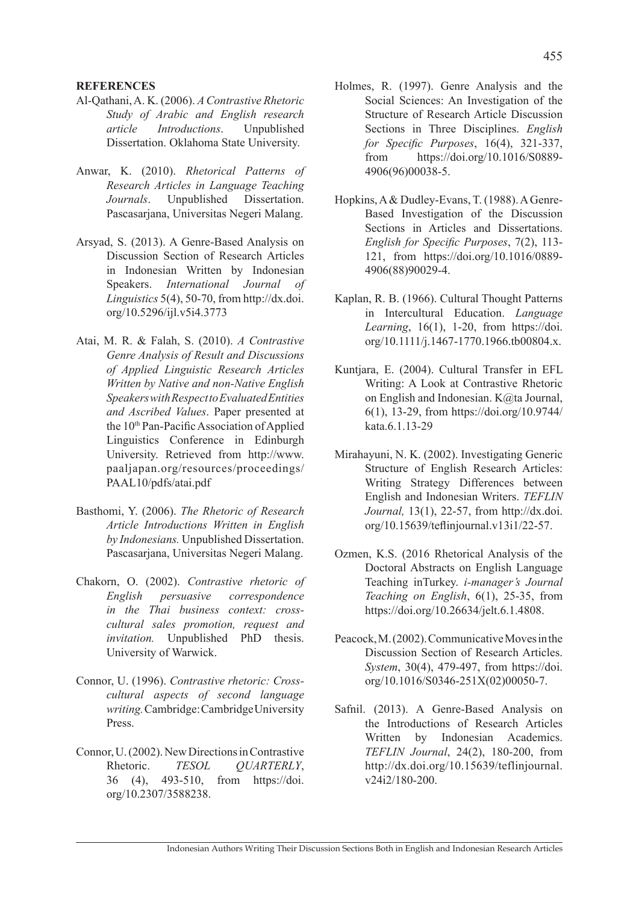## REFERENCES

Al-Qathani, A. K. (2006). *A Contrastive Rhetoric Study of Arabic and English research article Introductions*. Unpublished Dissertation. Oklahoma State University.

Anwar, K. (2010). *Rhetorical Patterns of Research Articles in Language Teaching Journals*. Unpublished Dissertation. Pascasarjana, Universitas Negeri Malang.

Arsyad, S. (2013). A Genre-Based Analysis on Discussion Section of Research Articles in Indonesian Written by Indonesian Speakers. *International Journal of Linguistics* 5(4), 50-70, from http://dx.doi.org/10.5296/ijl.v5i4.3773

Atai, M. R. & Falah, S. (2010). *A Contrastive Genre Analysis of Result and Discussions of Applied Linguistic Research Articles Written by Native and non-Native English Speakers with Respect to Evaluated Entities and Ascribed Values*. Paper presented at the 10th Pan-Pacific Association of Applied Linguistics Conference in Edinburgh University. Retrieved from http://www.paaljapan.org/resources/proceedings/PAAL10/pdfs/atai.pdf

Basthomi, Y. (2006). *The Rhetoric of Research Article Introductions Written in English by Indonesians.* Unpublished Dissertation. Pascasarjana, Universitas Negeri Malang.

Chakorn, O. (2002). *Contrastive rhetoric of English persuasive correspondence in the Thai business context: cross-cultural sales promotion, request and invitation.* Unpublished PhD thesis. University of Warwick.

Connor, U. (1996). *Contrastive rhetoric: Cross-cultural aspects of second language writing.* Cambridge: Cambridge University Press.

Connor, U. (2002). New Directions in Contrastive Rhetoric. *TESOL QUARTERLY*, 36 (4), 493-510, from https://doi.org/10.2307/3588238.

Holmes, R. (1997). Genre Analysis and the Social Sciences: An Investigation of the Structure of Research Article Discussion Sections in Three Disciplines. *English for Specific Purposes*, 16(4), 321-337, from https://doi.org/10.1016/S0889-4906(96)00038-5.

Hopkins, A & Dudley-Evans, T. (1988). A Genre-Based Investigation of the Discussion Sections in Articles and Dissertations. *English for Specific Purposes*, 7(2), 113-121, from https://doi.org/10.1016/0889-4906(88)90029-4.

Kaplan, R. B. (1966). Cultural Thought Patterns in Intercultural Education. *Language Learning*, 16(1), 1-20, from https://doi.org/10.1111/j.1467-1770.1966.tb00804.x.

Kuntjara, E. (2004). Cultural Transfer in EFL Writing: A Look at Contrastive Rhetoric on English and Indonesian. K@ta Journal, 6(1), 13-29, from https://doi.org/10.9744/kata.6.1.13-29

Mirahayuni, N. K. (2002). Investigating Generic Structure of English Research Articles: Writing Strategy Differences between English and Indonesian Writers. *TEFLIN Journal,* 13(1), 22-57, from http://dx.doi.org/10.15639/teflinjournal.v13i1/22-57.

Ozmen, K.S. (2016 Rhetorical Analysis of the Doctoral Abstracts on English Language Teaching inTurkey. *i-manager's Journal Teaching on English*, 6(1), 25-35, from https://doi.org/10.26634/jelt.6.1.4808.

Peacock, M. (2002). Communicative Moves in the Discussion Section of Research Articles. *System*, 30(4), 479-497, from https://doi.org/10.1016/S0346-251X(02)00050-7.

Safnil. (2013). A Genre-Based Analysis on the Introductions of Research Articles Written by Indonesian Academics. *TEFLIN Journal*, 24(2), 180-200, from http://dx.doi.org/10.15639/teflinjournal.v24i2/180-200.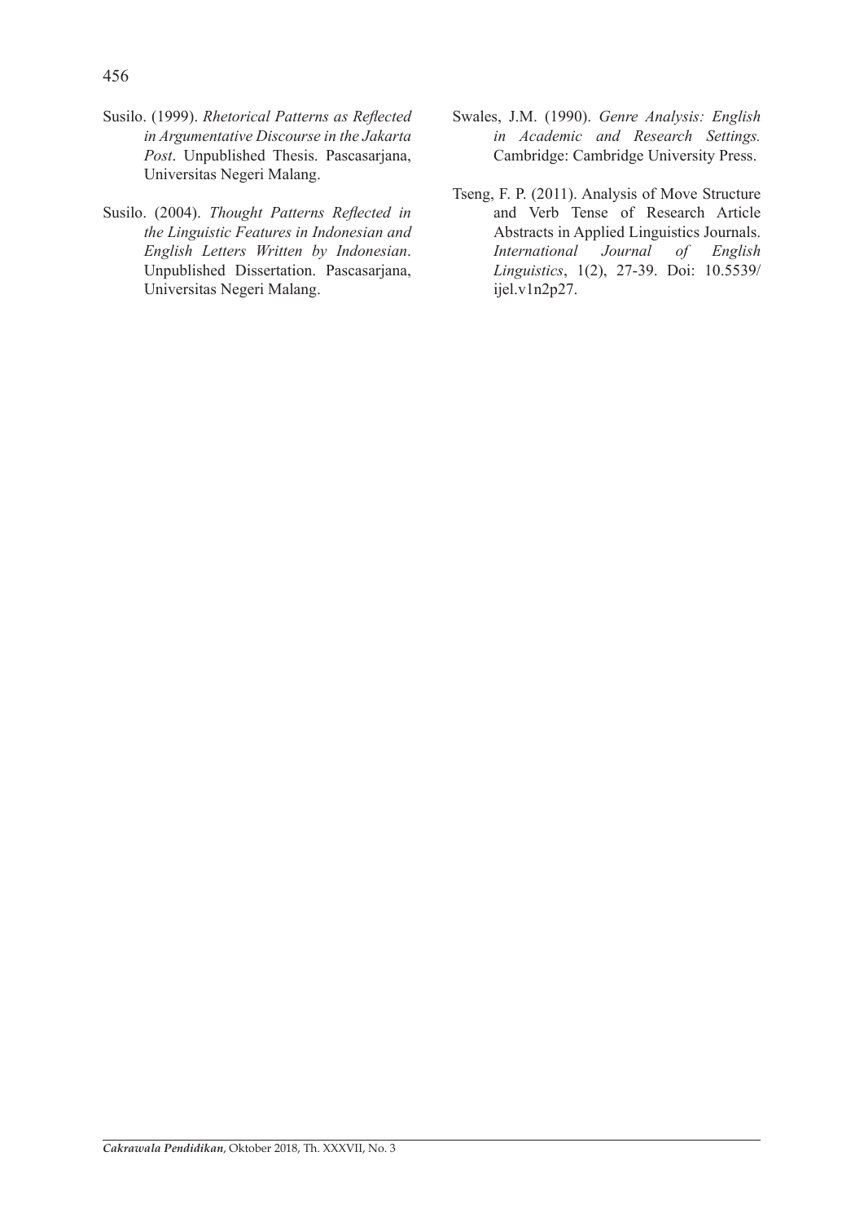Susilo. (1999). *Rhetorical Patterns as Reflected in Argumentative Discourse in the Jakarta Post*. Unpublished Thesis. Pascasarjana, Universitas Negeri Malang.

Susilo. (2004). *Thought Patterns Reflected in the Linguistic Features in Indonesian and English Letters Written by Indonesian*. Unpublished Dissertation. Pascasarjana, Universitas Negeri Malang.

Swales, J.M. (1990). *Genre Analysis: English in Academic and Research Settings.* Cambridge: Cambridge University Press.

Tseng, F. P. (2011). Analysis of Move Structure and Verb Tense of Research Article Abstracts in Applied Linguistics Journals. *International Journal of English Linguistics*, 1(2), 27-39. Doi: 10.5539/ijel.v1n2p27.